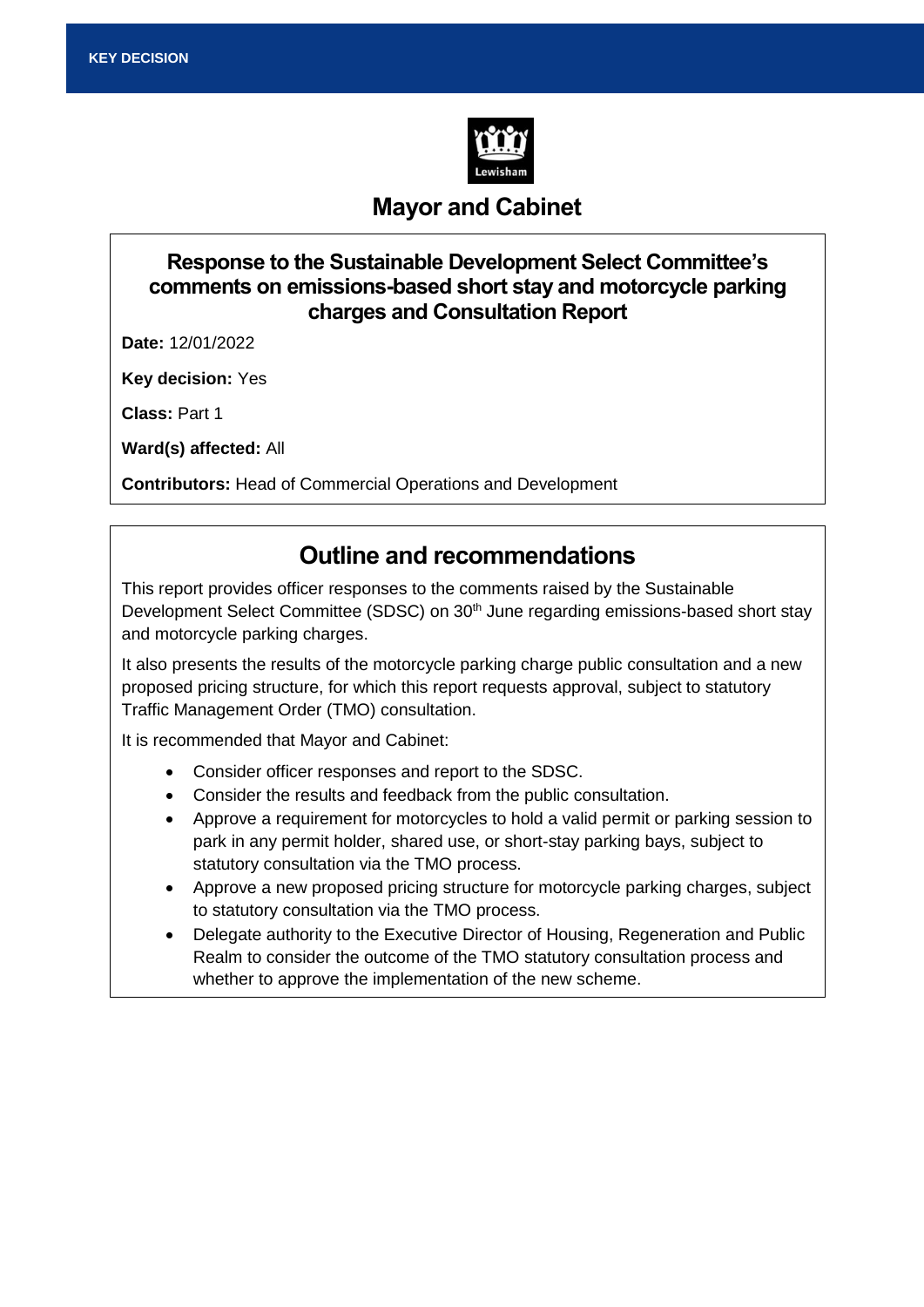**KEY DECISION**

# Mayor and Cabinet

## Response to the Sustainable Development Select Committee's comments on emissions-based short stay and motorcycle parking charges and Consultation Report

**Date:** 12/01/2022

**Key decision:** Yes

**Class:** Part 1

**Ward(s) affected:** All

**Contributors:** Head of Commercial Operations and Development

## Outline and recommendations

This report provides officer responses to the comments raised by the Sustainable Development Select Committee (SDSC) on 30th June regarding emissions-based short stay and motorcycle parking charges.

It also presents the results of the motorcycle parking charge public consultation and a new proposed pricing structure, for which this report requests approval, subject to statutory Traffic Management Order (TMO) consultation.

It is recommended that Mayor and Cabinet:

- Consider officer responses and report to the SDSC.
- Consider the results and feedback from the public consultation.
- Approve a requirement for motorcycles to hold a valid permit or parking session to park in any permit holder, shared use, or short-stay parking bays, subject to statutory consultation via the TMO process.
- Approve a new proposed pricing structure for motorcycle parking charges, subject to statutory consultation via the TMO process.
- Delegate authority to the Executive Director of Housing, Regeneration and Public Realm to consider the outcome of the TMO statutory consultation process and whether to approve the implementation of the new scheme.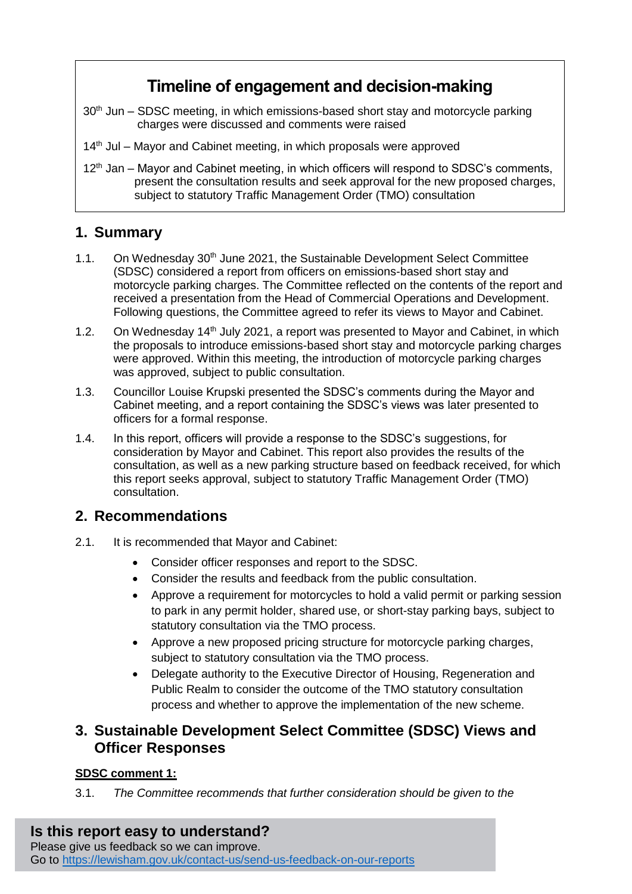## Timeline of engagement and decision-making

30th Jun – SDSC meeting, in which emissions-based short stay and motorcycle parking charges were discussed and comments were raised

14th Jul – Mayor and Cabinet meeting, in which proposals were approved

12th Jan – Mayor and Cabinet meeting, in which officers will respond to SDSC's comments, present the consultation results and seek approval for the new proposed charges, subject to statutory Traffic Management Order (TMO) consultation

## 1. Summary

1.1. On Wednesday 30th June 2021, the Sustainable Development Select Committee (SDSC) considered a report from officers on emissions-based short stay and motorcycle parking charges. The Committee reflected on the contents of the report and received a presentation from the Head of Commercial Operations and Development. Following questions, the Committee agreed to refer its views to Mayor and Cabinet.

1.2. On Wednesday 14th July 2021, a report was presented to Mayor and Cabinet, in which the proposals to introduce emissions-based short stay and motorcycle parking charges were approved. Within this meeting, the introduction of motorcycle parking charges was approved, subject to public consultation.

1.3. Councillor Louise Krupski presented the SDSC's comments during the Mayor and Cabinet meeting, and a report containing the SDSC's views was later presented to officers for a formal response.

1.4. In this report, officers will provide a response to the SDSC's suggestions, for consideration by Mayor and Cabinet. This report also provides the results of the consultation, as well as a new parking structure based on feedback received, for which this report seeks approval, subject to statutory Traffic Management Order (TMO) consultation.

## 2. Recommendations

2.1. It is recommended that Mayor and Cabinet:

- Consider officer responses and report to the SDSC.
- Consider the results and feedback from the public consultation.
- Approve a requirement for motorcycles to hold a valid permit or parking session to park in any permit holder, shared use, or short-stay parking bays, subject to statutory consultation via the TMO process.
- Approve a new proposed pricing structure for motorcycle parking charges, subject to statutory consultation via the TMO process.
- Delegate authority to the Executive Director of Housing, Regeneration and Public Realm to consider the outcome of the TMO statutory consultation process and whether to approve the implementation of the new scheme.

## 3. Sustainable Development Select Committee (SDSC) Views and Officer Responses

**SDSC comment 1:**

3.1. *The Committee recommends that further consideration should be given to the*

**Is this report easy to understand?**
Please give us feedback so we can improve.
Go to https://lewisham.gov.uk/contact-us/send-us-feedback-on-our-reports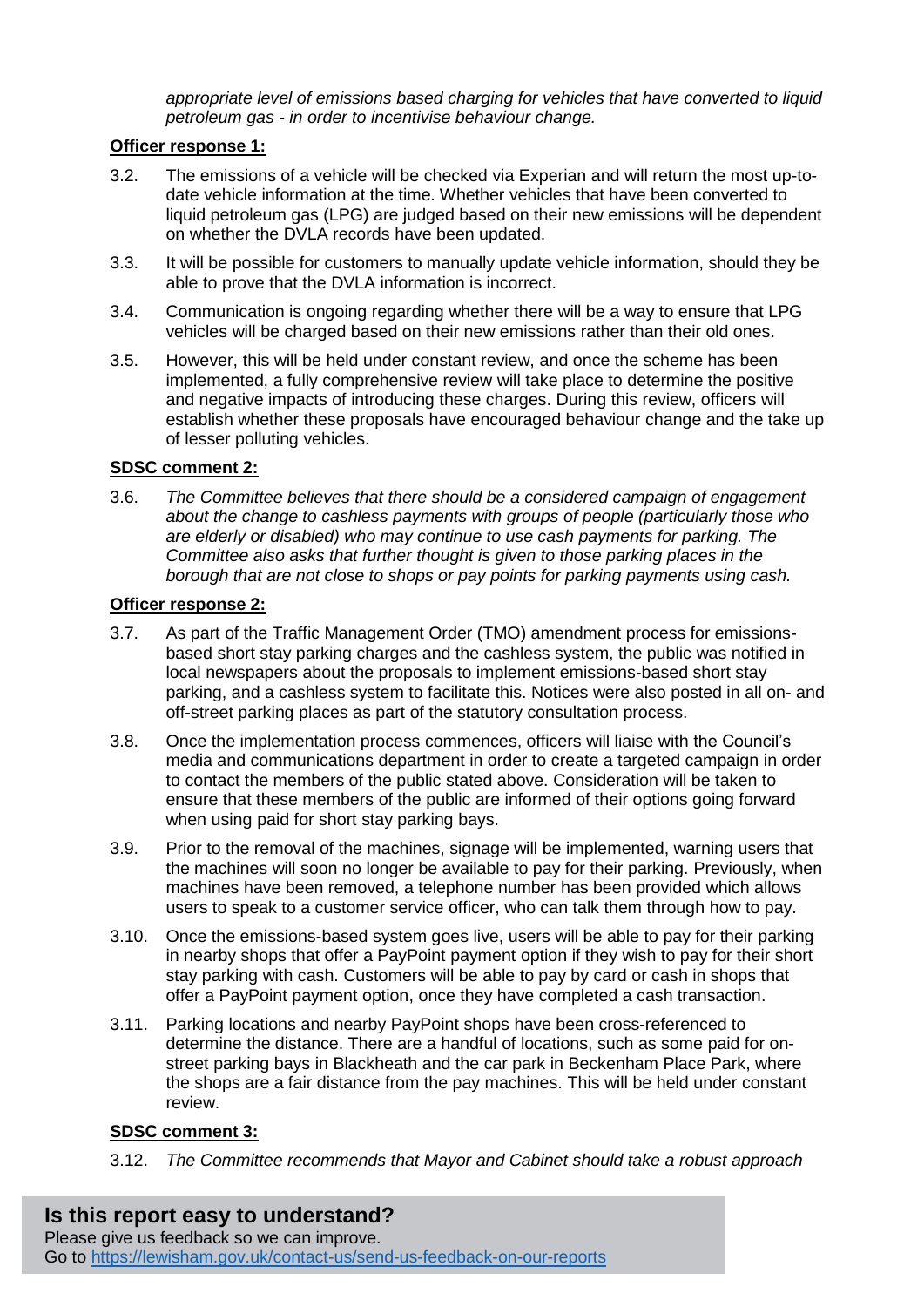*appropriate level of emissions based charging for vehicles that have converted to liquid petroleum gas - in order to incentivise behaviour change.*

**Officer response 1:**

3.2. The emissions of a vehicle will be checked via Experian and will return the most up-to-date vehicle information at the time. Whether vehicles that have been converted to liquid petroleum gas (LPG) are judged based on their new emissions will be dependent on whether the DVLA records have been updated.

3.3. It will be possible for customers to manually update vehicle information, should they be able to prove that the DVLA information is incorrect.

3.4. Communication is ongoing regarding whether there will be a way to ensure that LPG vehicles will be charged based on their new emissions rather than their old ones.

3.5. However, this will be held under constant review, and once the scheme has been implemented, a fully comprehensive review will take place to determine the positive and negative impacts of introducing these charges. During this review, officers will establish whether these proposals have encouraged behaviour change and the take up of lesser polluting vehicles.

**SDSC comment 2:**

3.6. *The Committee believes that there should be a considered campaign of engagement about the change to cashless payments with groups of people (particularly those who are elderly or disabled) who may continue to use cash payments for parking. The Committee also asks that further thought is given to those parking places in the borough that are not close to shops or pay points for parking payments using cash.*

**Officer response 2:**

3.7. As part of the Traffic Management Order (TMO) amendment process for emissions-based short stay parking charges and the cashless system, the public was notified in local newspapers about the proposals to implement emissions-based short stay parking, and a cashless system to facilitate this. Notices were also posted in all on- and off-street parking places as part of the statutory consultation process.

3.8. Once the implementation process commences, officers will liaise with the Council's media and communications department in order to create a targeted campaign in order to contact the members of the public stated above. Consideration will be taken to ensure that these members of the public are informed of their options going forward when using paid for short stay parking bays.

3.9. Prior to the removal of the machines, signage will be implemented, warning users that the machines will soon no longer be available to pay for their parking. Previously, when machines have been removed, a telephone number has been provided which allows users to speak to a customer service officer, who can talk them through how to pay.

3.10. Once the emissions-based system goes live, users will be able to pay for their parking in nearby shops that offer a PayPoint payment option if they wish to pay for their short stay parking with cash. Customers will be able to pay by card or cash in shops that offer a PayPoint payment option, once they have completed a cash transaction.

3.11. Parking locations and nearby PayPoint shops have been cross-referenced to determine the distance. There are a handful of locations, such as some paid for on-street parking bays in Blackheath and the car park in Beckenham Place Park, where the shops are a fair distance from the pay machines. This will be held under constant review.

**SDSC comment 3:**

3.12. *The Committee recommends that Mayor and Cabinet should take a robust approach*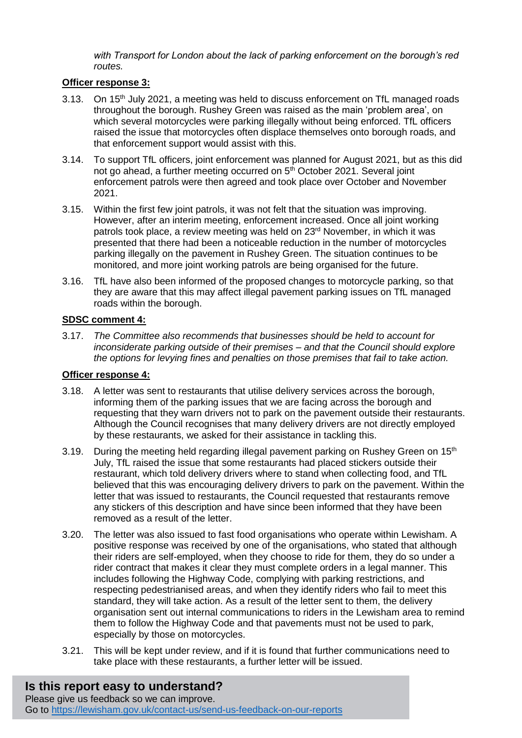*with Transport for London about the lack of parking enforcement on the borough's red routes.*

**Officer response 3:**

3.13. On 15th July 2021, a meeting was held to discuss enforcement on TfL managed roads throughout the borough. Rushey Green was raised as the main 'problem area', on which several motorcycles were parking illegally without being enforced. TfL officers raised the issue that motorcycles often displace themselves onto borough roads, and that enforcement support would assist with this.

3.14. To support TfL officers, joint enforcement was planned for August 2021, but as this did not go ahead, a further meeting occurred on 5th October 2021. Several joint enforcement patrols were then agreed and took place over October and November 2021.

3.15. Within the first few joint patrols, it was not felt that the situation was improving. However, after an interim meeting, enforcement increased. Once all joint working patrols took place, a review meeting was held on 23rd November, in which it was presented that there had been a noticeable reduction in the number of motorcycles parking illegally on the pavement in Rushey Green. The situation continues to be monitored, and more joint working patrols are being organised for the future.

3.16. TfL have also been informed of the proposed changes to motorcycle parking, so that they are aware that this may affect illegal pavement parking issues on TfL managed roads within the borough.

**SDSC comment 4:**

3.17. *The Committee also recommends that businesses should be held to account for inconsiderate parking outside of their premises – and that the Council should explore the options for levying fines and penalties on those premises that fail to take action.*

**Officer response 4:**

3.18. A letter was sent to restaurants that utilise delivery services across the borough, informing them of the parking issues that we are facing across the borough and requesting that they warn drivers not to park on the pavement outside their restaurants. Although the Council recognises that many delivery drivers are not directly employed by these restaurants, we asked for their assistance in tackling this.

3.19. During the meeting held regarding illegal pavement parking on Rushey Green on 15th July, TfL raised the issue that some restaurants had placed stickers outside their restaurant, which told delivery drivers where to stand when collecting food, and TfL believed that this was encouraging delivery drivers to park on the pavement. Within the letter that was issued to restaurants, the Council requested that restaurants remove any stickers of this description and have since been informed that they have been removed as a result of the letter.

3.20. The letter was also issued to fast food organisations who operate within Lewisham. A positive response was received by one of the organisations, who stated that although their riders are self-employed, when they choose to ride for them, they do so under a rider contract that makes it clear they must complete orders in a legal manner. This includes following the Highway Code, complying with parking restrictions, and respecting pedestrianised areas, and when they identify riders who fail to meet this standard, they will take action. As a result of the letter sent to them, the delivery organisation sent out internal communications to riders in the Lewisham area to remind them to follow the Highway Code and that pavements must not be used to park, especially by those on motorcycles.

3.21. This will be kept under review, and if it is found that further communications need to take place with these restaurants, a further letter will be issued.

**Is this report easy to understand?**

Please give us feedback so we can improve.
Go to https://lewisham.gov.uk/contact-us/send-us-feedback-on-our-reports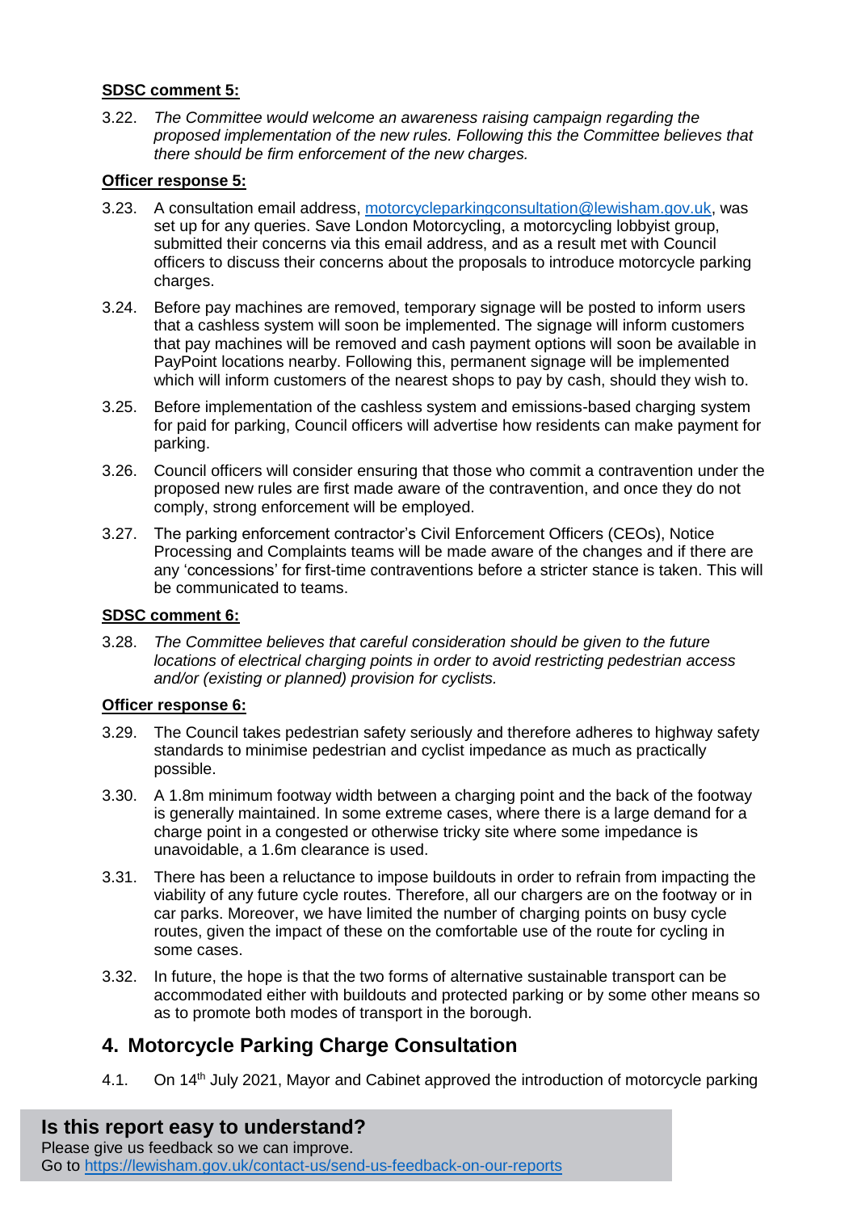**SDSC comment 5:**

3.22. *The Committee would welcome an awareness raising campaign regarding the proposed implementation of the new rules. Following this the Committee believes that there should be firm enforcement of the new charges.*

**Officer response 5:**

3.23. A consultation email address, motorcycleparkingconsultation@lewisham.gov.uk, was set up for any queries. Save London Motorcycling, a motorcycling lobbyist group, submitted their concerns via this email address, and as a result met with Council officers to discuss their concerns about the proposals to introduce motorcycle parking charges.

3.24. Before pay machines are removed, temporary signage will be posted to inform users that a cashless system will soon be implemented. The signage will inform customers that pay machines will be removed and cash payment options will soon be available in PayPoint locations nearby. Following this, permanent signage will be implemented which will inform customers of the nearest shops to pay by cash, should they wish to.

3.25. Before implementation of the cashless system and emissions-based charging system for paid for parking, Council officers will advertise how residents can make payment for parking.

3.26. Council officers will consider ensuring that those who commit a contravention under the proposed new rules are first made aware of the contravention, and once they do not comply, strong enforcement will be employed.

3.27. The parking enforcement contractor's Civil Enforcement Officers (CEOs), Notice Processing and Complaints teams will be made aware of the changes and if there are any 'concessions' for first-time contraventions before a stricter stance is taken. This will be communicated to teams.

**SDSC comment 6:**

3.28. *The Committee believes that careful consideration should be given to the future locations of electrical charging points in order to avoid restricting pedestrian access and/or (existing or planned) provision for cyclists.*

**Officer response 6:**

3.29. The Council takes pedestrian safety seriously and therefore adheres to highway safety standards to minimise pedestrian and cyclist impedance as much as practically possible.

3.30. A 1.8m minimum footway width between a charging point and the back of the footway is generally maintained. In some extreme cases, where there is a large demand for a charge point in a congested or otherwise tricky site where some impedance is unavoidable, a 1.6m clearance is used.

3.31. There has been a reluctance to impose buildouts in order to refrain from impacting the viability of any future cycle routes. Therefore, all our chargers are on the footway or in car parks. Moreover, we have limited the number of charging points on busy cycle routes, given the impact of these on the comfortable use of the route for cycling in some cases.

3.32. In future, the hope is that the two forms of alternative sustainable transport can be accommodated either with buildouts and protected parking or by some other means so as to promote both modes of transport in the borough.

## 4. Motorcycle Parking Charge Consultation

4.1. On 14th July 2021, Mayor and Cabinet approved the introduction of motorcycle parking

**Is this report easy to understand?**
Please give us feedback so we can improve.
Go to https://lewisham.gov.uk/contact-us/send-us-feedback-on-our-reports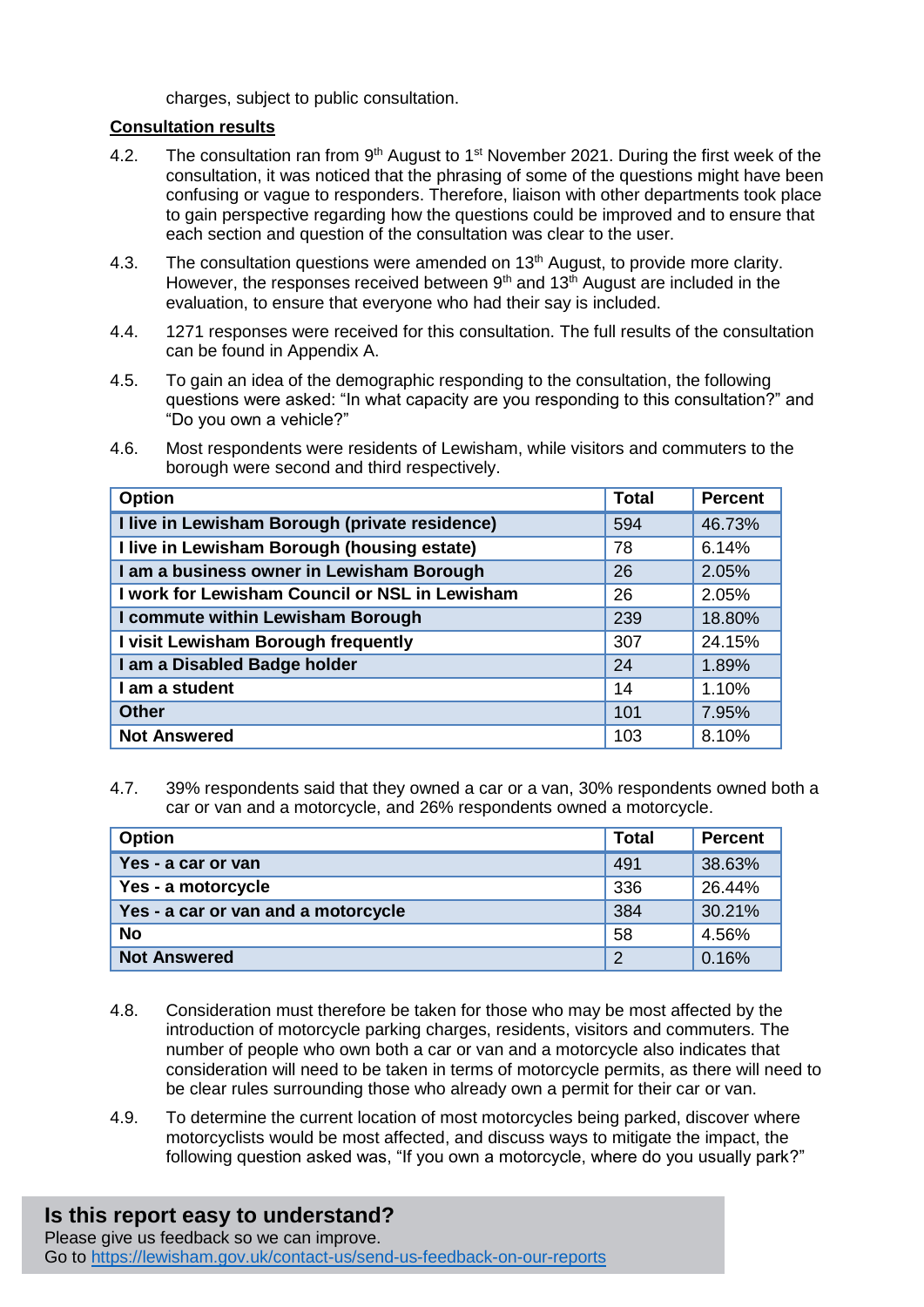charges, subject to public consultation.

**Consultation results**

4.2. The consultation ran from 9th August to 1st November 2021. During the first week of the consultation, it was noticed that the phrasing of some of the questions might have been confusing or vague to responders. Therefore, liaison with other departments took place to gain perspective regarding how the questions could be improved and to ensure that each section and question of the consultation was clear to the user.

4.3. The consultation questions were amended on 13th August, to provide more clarity. However, the responses received between 9th and 13th August are included in the evaluation, to ensure that everyone who had their say is included.

4.4. 1271 responses were received for this consultation. The full results of the consultation can be found in Appendix A.

4.5. To gain an idea of the demographic responding to the consultation, the following questions were asked: "In what capacity are you responding to this consultation?" and "Do you own a vehicle?"

4.6. Most respondents were residents of Lewisham, while visitors and commuters to the borough were second and third respectively.

| Option | Total | Percent |
|---|---|---|
| **I live in Lewisham Borough (private residence)** | 594 | 46.73% |
| **I live in Lewisham Borough (housing estate)** | 78 | 6.14% |
| **I am a business owner in Lewisham Borough** | 26 | 2.05% |
| **I work for Lewisham Council or NSL in Lewisham** | 26 | 2.05% |
| **I commute within Lewisham Borough** | 239 | 18.80% |
| **I visit Lewisham Borough frequently** | 307 | 24.15% |
| **I am a Disabled Badge holder** | 24 | 1.89% |
| **I am a student** | 14 | 1.10% |
| **Other** | 101 | 7.95% |
| **Not Answered** | 103 | 8.10% |

4.7. 39% respondents said that they owned a car or a van, 30% respondents owned both a car or van and a motorcycle, and 26% respondents owned a motorcycle.

| Option | Total | Percent |
|---|---|---|
| **Yes - a car or van** | 491 | 38.63% |
| **Yes - a motorcycle** | 336 | 26.44% |
| **Yes - a car or van and a motorcycle** | 384 | 30.21% |
| **No** | 58 | 4.56% |
| **Not Answered** | 2 | 0.16% |

4.8. Consideration must therefore be taken for those who may be most affected by the introduction of motorcycle parking charges, residents, visitors and commuters. The number of people who own both a car or van and a motorcycle also indicates that consideration will need to be taken in terms of motorcycle permits, as there will need to be clear rules surrounding those who already own a permit for their car or van.

4.9. To determine the current location of most motorcycles being parked, discover where motorcyclists would be most affected, and discuss ways to mitigate the impact, the following question asked was, "If you own a motorcycle, where do you usually park?"

**Is this report easy to understand?**
Please give us feedback so we can improve.
Go to https://lewisham.gov.uk/contact-us/send-us-feedback-on-our-reports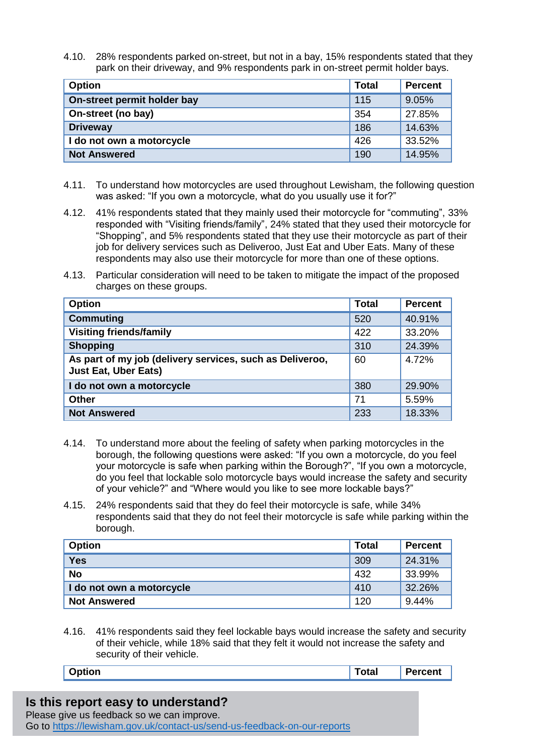4.10. 28% respondents parked on-street, but not in a bay, 15% respondents stated that they park on their driveway, and 9% respondents park in on-street permit holder bays.

| Option | Total | Percent |
|---|---|---|
| **On-street permit holder bay** | 115 | 9.05% |
| **On-street (no bay)** | 354 | 27.85% |
| **Driveway** | 186 | 14.63% |
| **I do not own a motorcycle** | 426 | 33.52% |
| **Not Answered** | 190 | 14.95% |

4.11. To understand how motorcycles are used throughout Lewisham, the following question was asked: "If you own a motorcycle, what do you usually use it for?"

4.12. 41% respondents stated that they mainly used their motorcycle for "commuting", 33% responded with "Visiting friends/family", 24% stated that they used their motorcycle for "Shopping", and 5% respondents stated that they use their motorcycle as part of their job for delivery services such as Deliveroo, Just Eat and Uber Eats. Many of these respondents may also use their motorcycle for more than one of these options.

4.13. Particular consideration will need to be taken to mitigate the impact of the proposed charges on these groups.

| Option | Total | Percent |
|---|---|---|
| **Commuting** | 520 | 40.91% |
| **Visiting friends/family** | 422 | 33.20% |
| **Shopping** | 310 | 24.39% |
| **As part of my job (delivery services, such as Deliveroo, Just Eat, Uber Eats)** | 60 | 4.72% |
| **I do not own a motorcycle** | 380 | 29.90% |
| **Other** | 71 | 5.59% |
| **Not Answered** | 233 | 18.33% |

4.14. To understand more about the feeling of safety when parking motorcycles in the borough, the following questions were asked: "If you own a motorcycle, do you feel your motorcycle is safe when parking within the Borough?", "If you own a motorcycle, do you feel that lockable solo motorcycle bays would increase the safety and security of your vehicle?" and "Where would you like to see more lockable bays?"

4.15. 24% respondents said that they do feel their motorcycle is safe, while 34% respondents said that they do not feel their motorcycle is safe while parking within the borough.

| Option | Total | Percent |
|---|---|---|
| **Yes** | 309 | 24.31% |
| **No** | 432 | 33.99% |
| **I do not own a motorcycle** | 410 | 32.26% |
| **Not Answered** | 120 | 9.44% |

4.16. 41% respondents said they feel lockable bays would increase the safety and security of their vehicle, while 18% said that they felt it would not increase the safety and security of their vehicle.

| Option | Total | Percent |
|---|---|---|

**Is this report easy to understand?**
Please give us feedback so we can improve.
Go to https://lewisham.gov.uk/contact-us/send-us-feedback-on-our-reports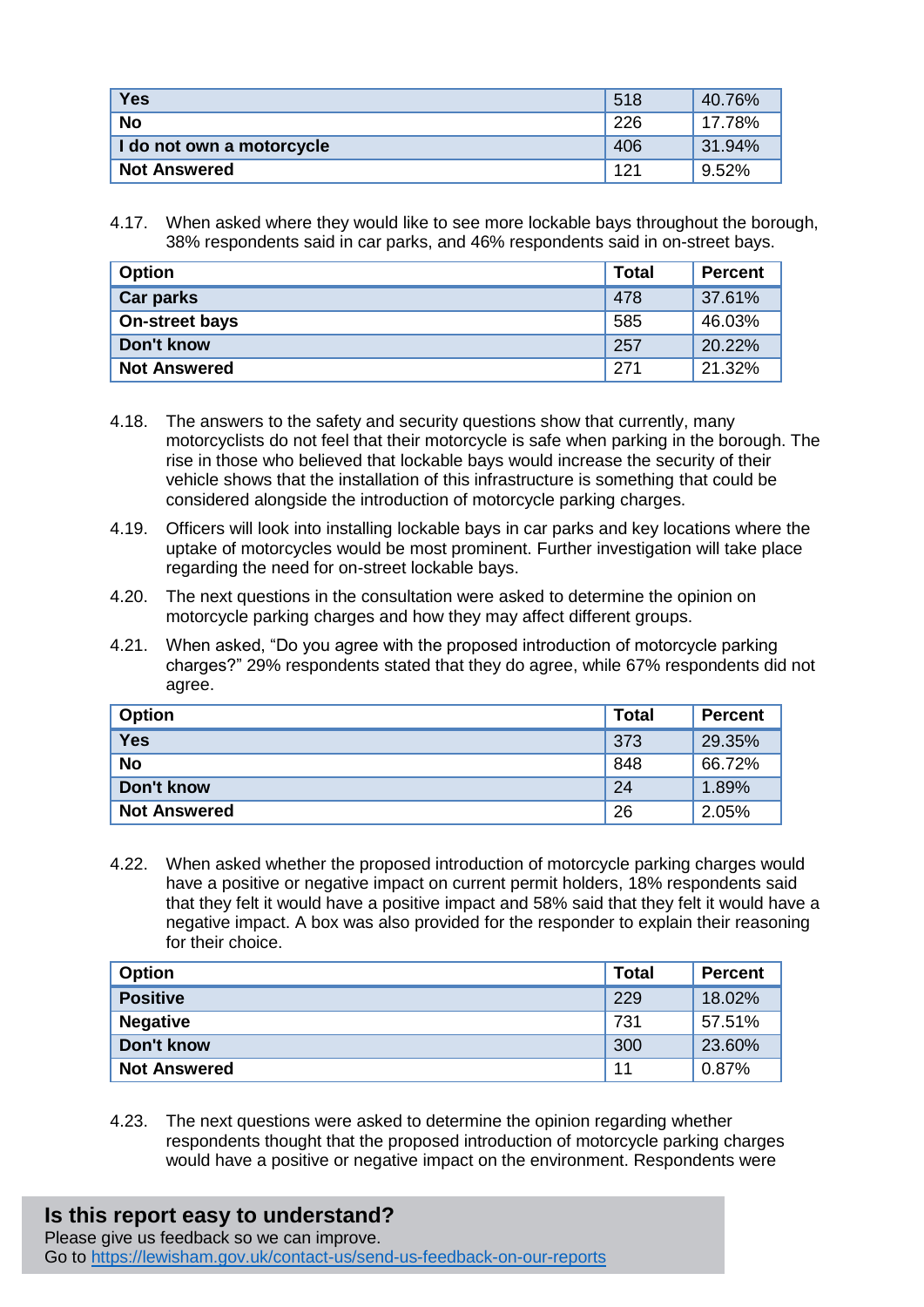| | | |
|---|---|---|
| **Yes** | 518 | 40.76% |
| **No** | 226 | 17.78% |
| **I do not own a motorcycle** | 406 | 31.94% |
| **Not Answered** | 121 | 9.52% |

4.17. When asked where they would like to see more lockable bays throughout the borough, 38% respondents said in car parks, and 46% respondents said in on-street bays.

| Option | Total | Percent |
|---|---|---|
| **Car parks** | 478 | 37.61% |
| **On-street bays** | 585 | 46.03% |
| **Don't know** | 257 | 20.22% |
| **Not Answered** | 271 | 21.32% |

4.18. The answers to the safety and security questions show that currently, many motorcyclists do not feel that their motorcycle is safe when parking in the borough. The rise in those who believed that lockable bays would increase the security of their vehicle shows that the installation of this infrastructure is something that could be considered alongside the introduction of motorcycle parking charges.

4.19. Officers will look into installing lockable bays in car parks and key locations where the uptake of motorcycles would be most prominent. Further investigation will take place regarding the need for on-street lockable bays.

4.20. The next questions in the consultation were asked to determine the opinion on motorcycle parking charges and how they may affect different groups.

4.21. When asked, "Do you agree with the proposed introduction of motorcycle parking charges?" 29% respondents stated that they do agree, while 67% respondents did not agree.

| Option | Total | Percent |
|---|---|---|
| **Yes** | 373 | 29.35% |
| **No** | 848 | 66.72% |
| **Don't know** | 24 | 1.89% |
| **Not Answered** | 26 | 2.05% |

4.22. When asked whether the proposed introduction of motorcycle parking charges would have a positive or negative impact on current permit holders, 18% respondents said that they felt it would have a positive impact and 58% said that they felt it would have a negative impact. A box was also provided for the responder to explain their reasoning for their choice.

| Option | Total | Percent |
|---|---|---|
| **Positive** | 229 | 18.02% |
| **Negative** | 731 | 57.51% |
| **Don't know** | 300 | 23.60% |
| **Not Answered** | 11 | 0.87% |

4.23. The next questions were asked to determine the opinion regarding whether respondents thought that the proposed introduction of motorcycle parking charges would have a positive or negative impact on the environment. Respondents were

**Is this report easy to understand?**
Please give us feedback so we can improve.
Go to https://lewisham.gov.uk/contact-us/send-us-feedback-on-our-reports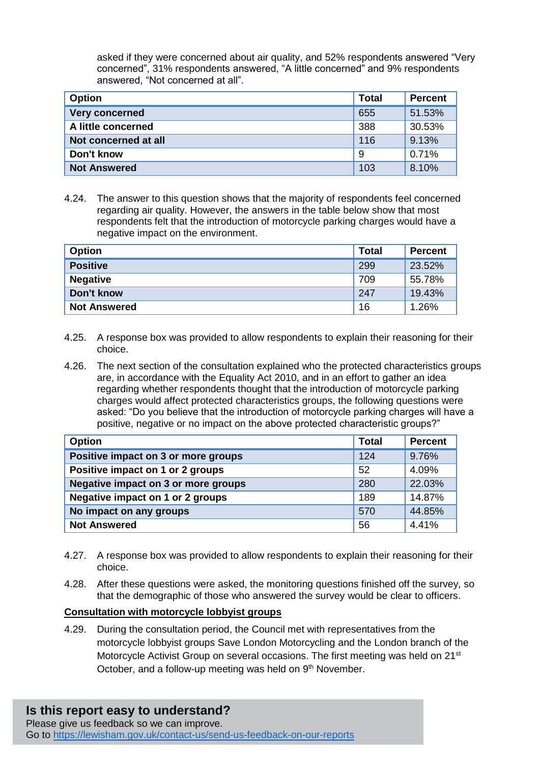asked if they were concerned about air quality, and 52% respondents answered "Very concerned", 31% respondents answered, "A little concerned" and 9% respondents answered, "Not concerned at all".

| Option | Total | Percent |
|---|---|---|
| **Very concerned** | 655 | 51.53% |
| **A little concerned** | 388 | 30.53% |
| **Not concerned at all** | 116 | 9.13% |
| **Don't know** | 9 | 0.71% |
| **Not Answered** | 103 | 8.10% |

4.24. The answer to this question shows that the majority of respondents feel concerned regarding air quality. However, the answers in the table below show that most respondents felt that the introduction of motorcycle parking charges would have a negative impact on the environment.

| Option | Total | Percent |
|---|---|---|
| **Positive** | 299 | 23.52% |
| **Negative** | 709 | 55.78% |
| **Don't know** | 247 | 19.43% |
| **Not Answered** | 16 | 1.26% |

4.25. A response box was provided to allow respondents to explain their reasoning for their choice.

4.26. The next section of the consultation explained who the protected characteristics groups are, in accordance with the Equality Act 2010, and in an effort to gather an idea regarding whether respondents thought that the introduction of motorcycle parking charges would affect protected characteristics groups, the following questions were asked: "Do you believe that the introduction of motorcycle parking charges will have a positive, negative or no impact on the above protected characteristic groups?"

| Option | Total | Percent |
|---|---|---|
| **Positive impact on 3 or more groups** | 124 | 9.76% |
| **Positive impact on 1 or 2 groups** | 52 | 4.09% |
| **Negative impact on 3 or more groups** | 280 | 22.03% |
| **Negative impact on 1 or 2 groups** | 189 | 14.87% |
| **No impact on any groups** | 570 | 44.85% |
| **Not Answered** | 56 | 4.41% |

4.27. A response box was provided to allow respondents to explain their reasoning for their choice.

4.28. After these questions were asked, the monitoring questions finished off the survey, so that the demographic of those who answered the survey would be clear to officers.

**Consultation with motorcycle lobbyist groups**

4.29. During the consultation period, the Council met with representatives from the motorcycle lobbyist groups Save London Motorcycling and the London branch of the Motorcycle Activist Group on several occasions. The first meeting was held on 21st October, and a follow-up meeting was held on 9th November.

**Is this report easy to understand?**
Please give us feedback so we can improve.
Go to https://lewisham.gov.uk/contact-us/send-us-feedback-on-our-reports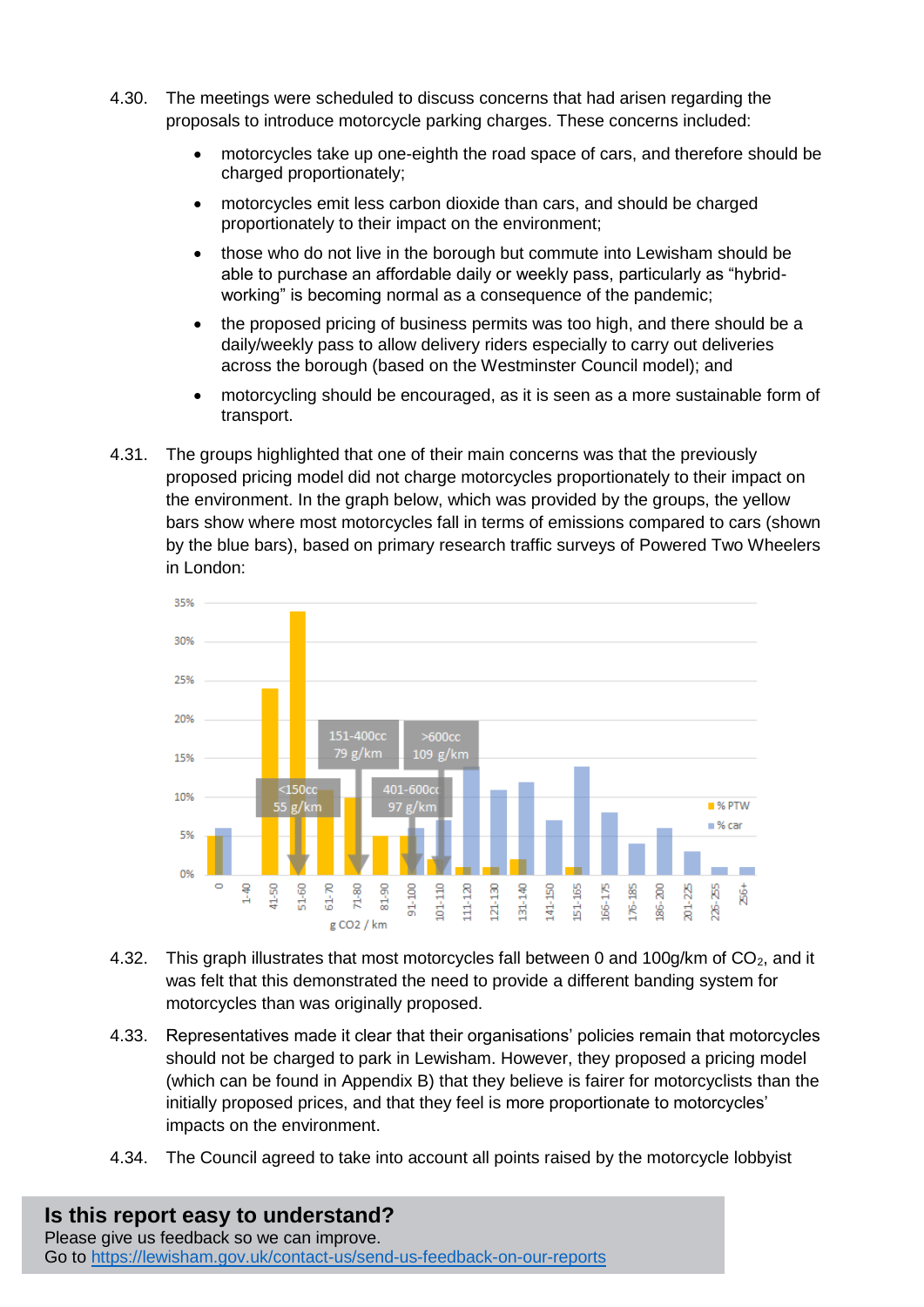4.30. The meetings were scheduled to discuss concerns that had arisen regarding the proposals to introduce motorcycle parking charges. These concerns included:

- motorcycles take up one-eighth the road space of cars, and therefore should be charged proportionately;
- motorcycles emit less carbon dioxide than cars, and should be charged proportionately to their impact on the environment;
- those who do not live in the borough but commute into Lewisham should be able to purchase an affordable daily or weekly pass, particularly as "hybrid-working" is becoming normal as a consequence of the pandemic;
- the proposed pricing of business permits was too high, and there should be a daily/weekly pass to allow delivery riders especially to carry out deliveries across the borough (based on the Westminster Council model); and
- motorcycling should be encouraged, as it is seen as a more sustainable form of transport.

4.31. The groups highlighted that one of their main concerns was that the previously proposed pricing model did not charge motorcycles proportionately to their impact on the environment. In the graph below, which was provided by the groups, the yellow bars show where most motorcycles fall in terms of emissions compared to cars (shown by the blue bars), based on primary research traffic surveys of Powered Two Wheelers in London:

35%
30%
25%
20%
15%
10%
5%
0%

<150cc
55 g/km

151-400cc
79 g/km

401-600cc
97 g/km

>600cc
109 g/km

% PTW
% car

0
1-40
41-50
51-60
61-70
71-80
81-90
91-100
101-110
111-120
121-130
131-140
141-150
151-165
166-175
176-185
186-200
201-225
226-255
256+

g CO2 / km

4.32. This graph illustrates that most motorcycles fall between 0 and 100g/km of $CO_2$, and it was felt that this demonstrated the need to provide a different banding system for motorcycles than was originally proposed.

4.33. Representatives made it clear that their organisations' policies remain that motorcycles should not be charged to park in Lewisham. However, they proposed a pricing model (which can be found in Appendix B) that they believe is fairer for motorcyclists than the initially proposed prices, and that they feel is more proportionate to motorcycles' impacts on the environment.

4.34. The Council agreed to take into account all points raised by the motorcycle lobbyist

**Is this report easy to understand?**
Please give us feedback so we can improve.
Go to https://lewisham.gov.uk/contact-us/send-us-feedback-on-our-reports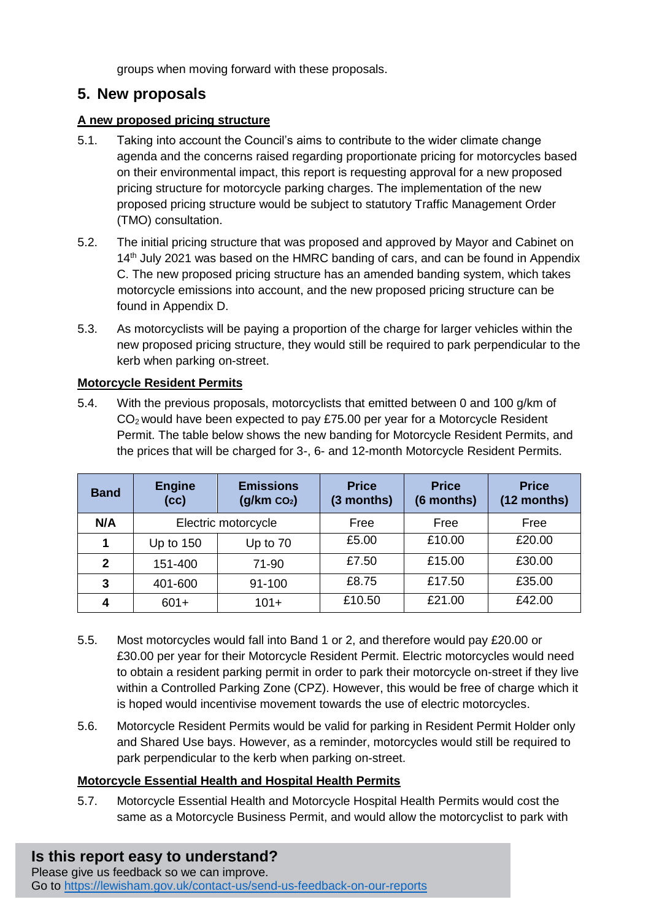groups when moving forward with these proposals.

## 5. New proposals

**A new proposed pricing structure**

5.1. Taking into account the Council's aims to contribute to the wider climate change agenda and the concerns raised regarding proportionate pricing for motorcycles based on their environmental impact, this report is requesting approval for a new proposed pricing structure for motorcycle parking charges. The implementation of the new proposed pricing structure would be subject to statutory Traffic Management Order (TMO) consultation.

5.2. The initial pricing structure that was proposed and approved by Mayor and Cabinet on 14th July 2021 was based on the HMRC banding of cars, and can be found in Appendix C. The new proposed pricing structure has an amended banding system, which takes motorcycle emissions into account, and the new proposed pricing structure can be found in Appendix D.

5.3. As motorcyclists will be paying a proportion of the charge for larger vehicles within the new proposed pricing structure, they would still be required to park perpendicular to the kerb when parking on-street.

**Motorcycle Resident Permits**

5.4. With the previous proposals, motorcyclists that emitted between 0 and 100 g/km of $CO_2$ would have been expected to pay £75.00 per year for a Motorcycle Resident Permit. The table below shows the new banding for Motorcycle Resident Permits, and the prices that will be charged for 3-, 6- and 12-month Motorcycle Resident Permits.

| Band | Engine (cc) | Emissions (g/km $CO_2$) | Price (3 months) | Price (6 months) | Price (12 months) |
|---|---|---|---|---|---|
| N/A | Electric motorcycle | | Free | Free | Free |
| 1 | Up to 150 | Up to 70 | £5.00 | £10.00 | £20.00 |
| 2 | 151-400 | 71-90 | £7.50 | £15.00 | £30.00 |
| 3 | 401-600 | 91-100 | £8.75 | £17.50 | £35.00 |
| 4 | 601+ | 101+ | £10.50 | £21.00 | £42.00 |

5.5. Most motorcycles would fall into Band 1 or 2, and therefore would pay £20.00 or £30.00 per year for their Motorcycle Resident Permit. Electric motorcycles would need to obtain a resident parking permit in order to park their motorcycle on-street if they live within a Controlled Parking Zone (CPZ). However, this would be free of charge which it is hoped would incentivise movement towards the use of electric motorcycles.

5.6. Motorcycle Resident Permits would be valid for parking in Resident Permit Holder only and Shared Use bays. However, as a reminder, motorcycles would still be required to park perpendicular to the kerb when parking on-street.

**Motorcycle Essential Health and Hospital Health Permits**

5.7. Motorcycle Essential Health and Motorcycle Hospital Health Permits would cost the same as a Motorcycle Business Permit, and would allow the motorcyclist to park with

**Is this report easy to understand?**
Please give us feedback so we can improve.
Go to https://lewisham.gov.uk/contact-us/send-us-feedback-on-our-reports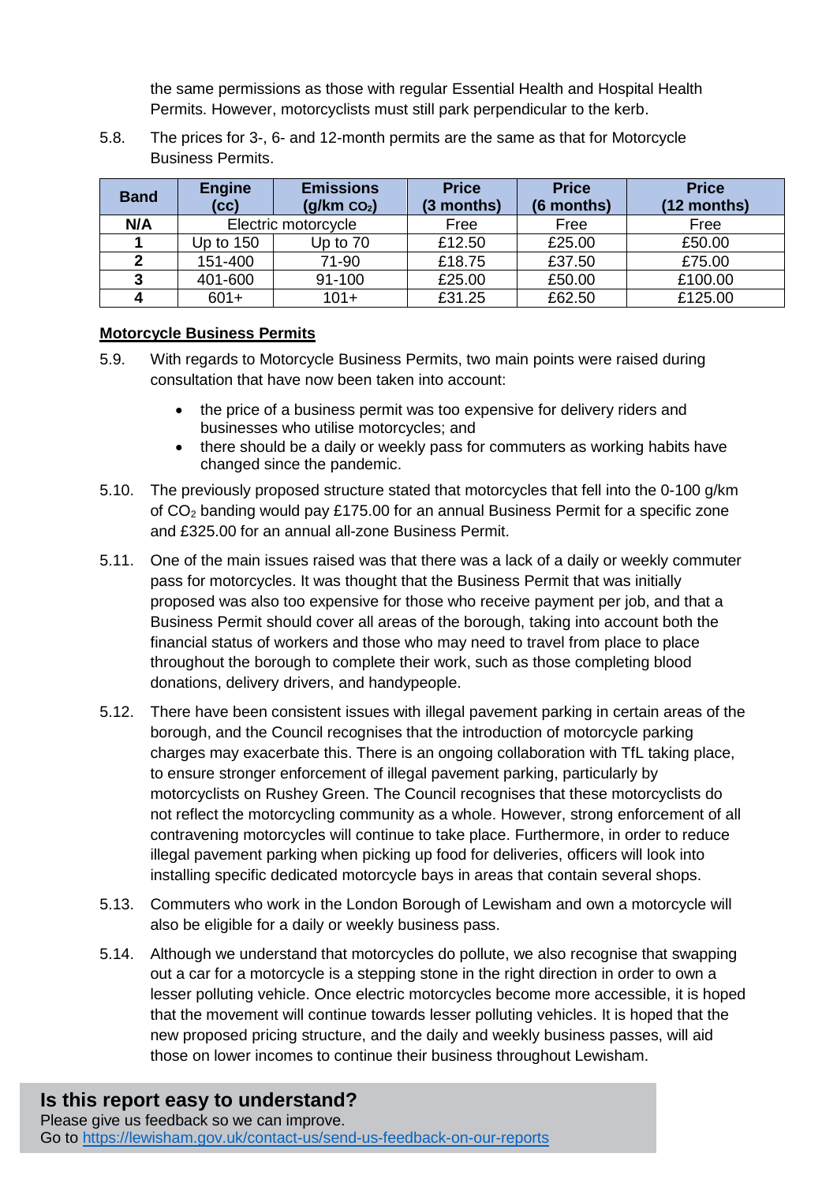the same permissions as those with regular Essential Health and Hospital Health Permits. However, motorcyclists must still park perpendicular to the kerb.

5.8. The prices for 3-, 6- and 12-month permits are the same as that for Motorcycle Business Permits.

| Band | Engine (cc) | Emissions (g/km $CO_2$) | Price (3 months) | Price (6 months) | Price (12 months) |
|---|---|---|---|---|---|
| N/A | Electric motorcycle | | Free | Free | Free |
| 1 | Up to 150 | Up to 70 | £12.50 | £25.00 | £50.00 |
| 2 | 151-400 | 71-90 | £18.75 | £37.50 | £75.00 |
| 3 | 401-600 | 91-100 | £25.00 | £50.00 | £100.00 |
| 4 | 601+ | 101+ | £31.25 | £62.50 | £125.00 |

**Motorcycle Business Permits**

5.9. With regards to Motorcycle Business Permits, two main points were raised during consultation that have now been taken into account:

- the price of a business permit was too expensive for delivery riders and businesses who utilise motorcycles; and
- there should be a daily or weekly pass for commuters as working habits have changed since the pandemic.

5.10. The previously proposed structure stated that motorcycles that fell into the 0-100 g/km of $CO_2$ banding would pay £175.00 for an annual Business Permit for a specific zone and £325.00 for an annual all-zone Business Permit.

5.11. One of the main issues raised was that there was a lack of a daily or weekly commuter pass for motorcycles. It was thought that the Business Permit that was initially proposed was also too expensive for those who receive payment per job, and that a Business Permit should cover all areas of the borough, taking into account both the financial status of workers and those who may need to travel from place to place throughout the borough to complete their work, such as those completing blood donations, delivery drivers, and handypeople.

5.12. There have been consistent issues with illegal pavement parking in certain areas of the borough, and the Council recognises that the introduction of motorcycle parking charges may exacerbate this. There is an ongoing collaboration with TfL taking place, to ensure stronger enforcement of illegal pavement parking, particularly by motorcyclists on Rushey Green. The Council recognises that these motorcyclists do not reflect the motorcycling community as a whole. However, strong enforcement of all contravening motorcycles will continue to take place. Furthermore, in order to reduce illegal pavement parking when picking up food for deliveries, officers will look into installing specific dedicated motorcycle bays in areas that contain several shops.

5.13. Commuters who work in the London Borough of Lewisham and own a motorcycle will also be eligible for a daily or weekly business pass.

5.14. Although we understand that motorcycles do pollute, we also recognise that swapping out a car for a motorcycle is a stepping stone in the right direction in order to own a lesser polluting vehicle. Once electric motorcycles become more accessible, it is hoped that the movement will continue towards lesser polluting vehicles. It is hoped that the new proposed pricing structure, and the daily and weekly business passes, will aid those on lower incomes to continue their business throughout Lewisham.

**Is this report easy to understand?**
Please give us feedback so we can improve.
Go to https://lewisham.gov.uk/contact-us/send-us-feedback-on-our-reports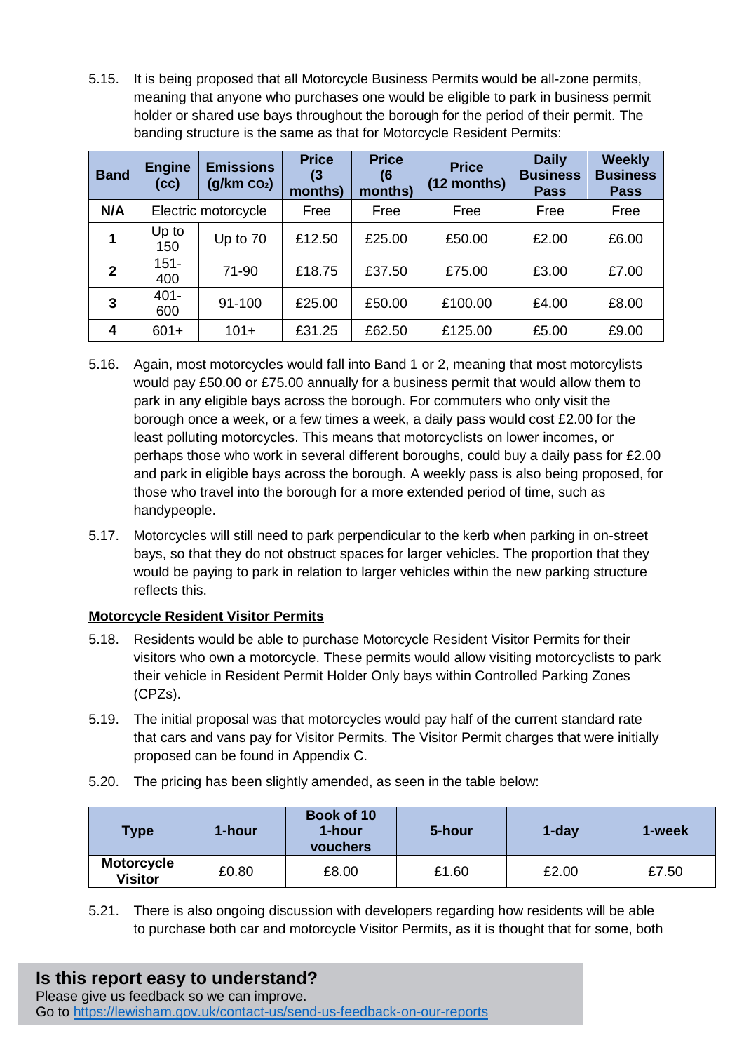5.15. It is being proposed that all Motorcycle Business Permits would be all-zone permits, meaning that anyone who purchases one would be eligible to park in business permit holder or shared use bays throughout the borough for the period of their permit. The banding structure is the same as that for Motorcycle Resident Permits:

| Band | Engine (cc) | Emissions (g/km $CO_2$) | Price (3 months) | Price (6 months) | Price (12 months) | Daily Business Pass | Weekly Business Pass |
|---|---|---|---|---|---|---|---|
| N/A | Electric motorcycle | | Free | Free | Free | Free | Free |
| 1 | Up to 150 | Up to 70 | £12.50 | £25.00 | £50.00 | £2.00 | £6.00 |
| 2 | 151-400 | 71-90 | £18.75 | £37.50 | £75.00 | £3.00 | £7.00 |
| 3 | 401-600 | 91-100 | £25.00 | £50.00 | £100.00 | £4.00 | £8.00 |
| 4 | 601+ | 101+ | £31.25 | £62.50 | £125.00 | £5.00 | £9.00 |

5.16. Again, most motorcycles would fall into Band 1 or 2, meaning that most motorcylists would pay £50.00 or £75.00 annually for a business permit that would allow them to park in any eligible bays across the borough. For commuters who only visit the borough once a week, or a few times a week, a daily pass would cost £2.00 for the least polluting motorcycles. This means that motorcyclists on lower incomes, or perhaps those who work in several different boroughs, could buy a daily pass for £2.00 and park in eligible bays across the borough. A weekly pass is also being proposed, for those who travel into the borough for a more extended period of time, such as handypeople.

5.17. Motorcycles will still need to park perpendicular to the kerb when parking in on-street bays, so that they do not obstruct spaces for larger vehicles. The proportion that they would be paying to park in relation to larger vehicles within the new parking structure reflects this.

**Motorcycle Resident Visitor Permits**

5.18. Residents would be able to purchase Motorcycle Resident Visitor Permits for their visitors who own a motorcycle. These permits would allow visiting motorcyclists to park their vehicle in Resident Permit Holder Only bays within Controlled Parking Zones (CPZs).

5.19. The initial proposal was that motorcycles would pay half of the current standard rate that cars and vans pay for Visitor Permits. The Visitor Permit charges that were initially proposed can be found in Appendix C.

5.20. The pricing has been slightly amended, as seen in the table below:

| Type | 1-hour | Book of 10 1-hour vouchers | 5-hour | 1-day | 1-week |
|---|---|---|---|---|---|
| Motorcycle Visitor | £0.80 | £8.00 | £1.60 | £2.00 | £7.50 |

5.21. There is also ongoing discussion with developers regarding how residents will be able to purchase both car and motorcycle Visitor Permits, as it is thought that for some, both

**Is this report easy to understand?**
Please give us feedback so we can improve.
Go to https://lewisham.gov.uk/contact-us/send-us-feedback-on-our-reports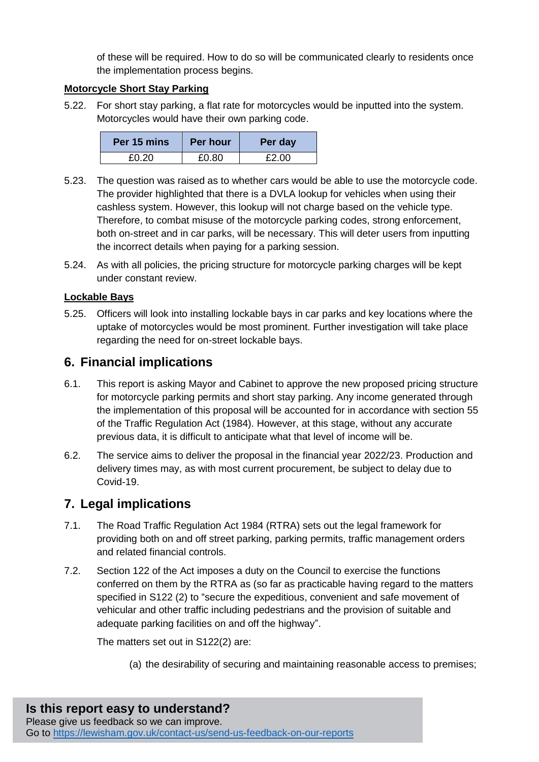of these will be required. How to do so will be communicated clearly to residents once the implementation process begins.

**Motorcycle Short Stay Parking**

5.22. For short stay parking, a flat rate for motorcycles would be inputted into the system. Motorcycles would have their own parking code.

| Per 15 mins | Per hour | Per day |
|---|---|---|
| £0.20 | £0.80 | £2.00 |

5.23. The question was raised as to whether cars would be able to use the motorcycle code. The provider highlighted that there is a DVLA lookup for vehicles when using their cashless system. However, this lookup will not charge based on the vehicle type. Therefore, to combat misuse of the motorcycle parking codes, strong enforcement, both on-street and in car parks, will be necessary. This will deter users from inputting the incorrect details when paying for a parking session.

5.24. As with all policies, the pricing structure for motorcycle parking charges will be kept under constant review.

**Lockable Bays**

5.25. Officers will look into installing lockable bays in car parks and key locations where the uptake of motorcycles would be most prominent. Further investigation will take place regarding the need for on-street lockable bays.

## 6. Financial implications

6.1. This report is asking Mayor and Cabinet to approve the new proposed pricing structure for motorcycle parking permits and short stay parking. Any income generated through the implementation of this proposal will be accounted for in accordance with section 55 of the Traffic Regulation Act (1984). However, at this stage, without any accurate previous data, it is difficult to anticipate what that level of income will be.

6.2. The service aims to deliver the proposal in the financial year 2022/23. Production and delivery times may, as with most current procurement, be subject to delay due to Covid-19.

## 7. Legal implications

7.1. The Road Traffic Regulation Act 1984 (RTRA) sets out the legal framework for providing both on and off street parking, parking permits, traffic management orders and related financial controls.

7.2. Section 122 of the Act imposes a duty on the Council to exercise the functions conferred on them by the RTRA as (so far as practicable having regard to the matters specified in S122 (2) to "secure the expeditious, convenient and safe movement of vehicular and other traffic including pedestrians and the provision of suitable and adequate parking facilities on and off the highway".

The matters set out in S122(2) are:

(a) the desirability of securing and maintaining reasonable access to premises;

**Is this report easy to understand?**
Please give us feedback so we can improve.
Go to https://lewisham.gov.uk/contact-us/send-us-feedback-on-our-reports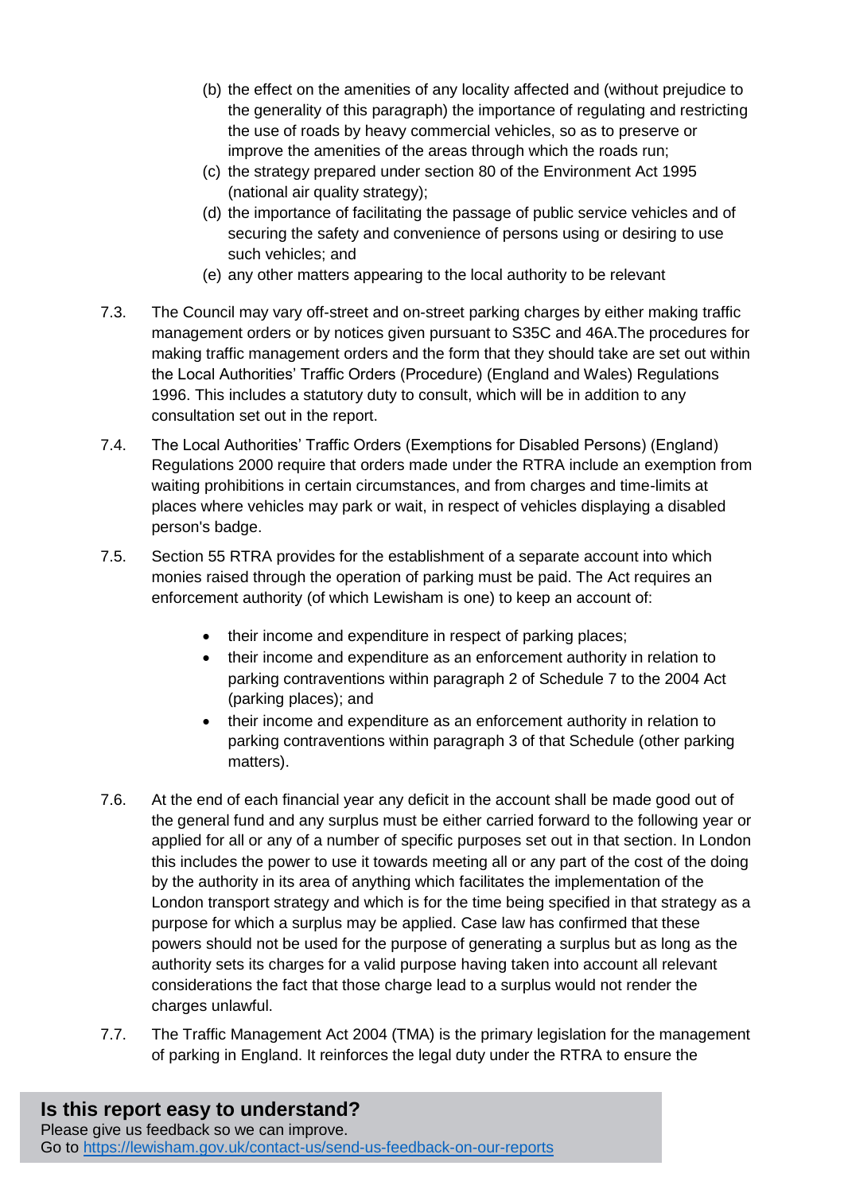(b) the effect on the amenities of any locality affected and (without prejudice to the generality of this paragraph) the importance of regulating and restricting the use of roads by heavy commercial vehicles, so as to preserve or improve the amenities of the areas through which the roads run;
(c) the strategy prepared under section 80 of the Environment Act 1995 (national air quality strategy);
(d) the importance of facilitating the passage of public service vehicles and of securing the safety and convenience of persons using or desiring to use such vehicles; and
(e) any other matters appearing to the local authority to be relevant

7.3. The Council may vary off-street and on-street parking charges by either making traffic management orders or by notices given pursuant to S35C and 46A.The procedures for making traffic management orders and the form that they should take are set out within the Local Authorities' Traffic Orders (Procedure) (England and Wales) Regulations 1996. This includes a statutory duty to consult, which will be in addition to any consultation set out in the report.

7.4. The Local Authorities' Traffic Orders (Exemptions for Disabled Persons) (England) Regulations 2000 require that orders made under the RTRA include an exemption from waiting prohibitions in certain circumstances, and from charges and time-limits at places where vehicles may park or wait, in respect of vehicles displaying a disabled person's badge.

7.5. Section 55 RTRA provides for the establishment of a separate account into which monies raised through the operation of parking must be paid. The Act requires an enforcement authority (of which Lewisham is one) to keep an account of:

- their income and expenditure in respect of parking places;
- their income and expenditure as an enforcement authority in relation to parking contraventions within paragraph 2 of Schedule 7 to the 2004 Act (parking places); and
- their income and expenditure as an enforcement authority in relation to parking contraventions within paragraph 3 of that Schedule (other parking matters).

7.6. At the end of each financial year any deficit in the account shall be made good out of the general fund and any surplus must be either carried forward to the following year or applied for all or any of a number of specific purposes set out in that section. In London this includes the power to use it towards meeting all or any part of the cost of the doing by the authority in its area of anything which facilitates the implementation of the London transport strategy and which is for the time being specified in that strategy as a purpose for which a surplus may be applied. Case law has confirmed that these powers should not be used for the purpose of generating a surplus but as long as the authority sets its charges for a valid purpose having taken into account all relevant considerations the fact that those charge lead to a surplus would not render the charges unlawful.

7.7. The Traffic Management Act 2004 (TMA) is the primary legislation for the management of parking in England. It reinforces the legal duty under the RTRA to ensure the

**Is this report easy to understand?**
Please give us feedback so we can improve.
Go to https://lewisham.gov.uk/contact-us/send-us-feedback-on-our-reports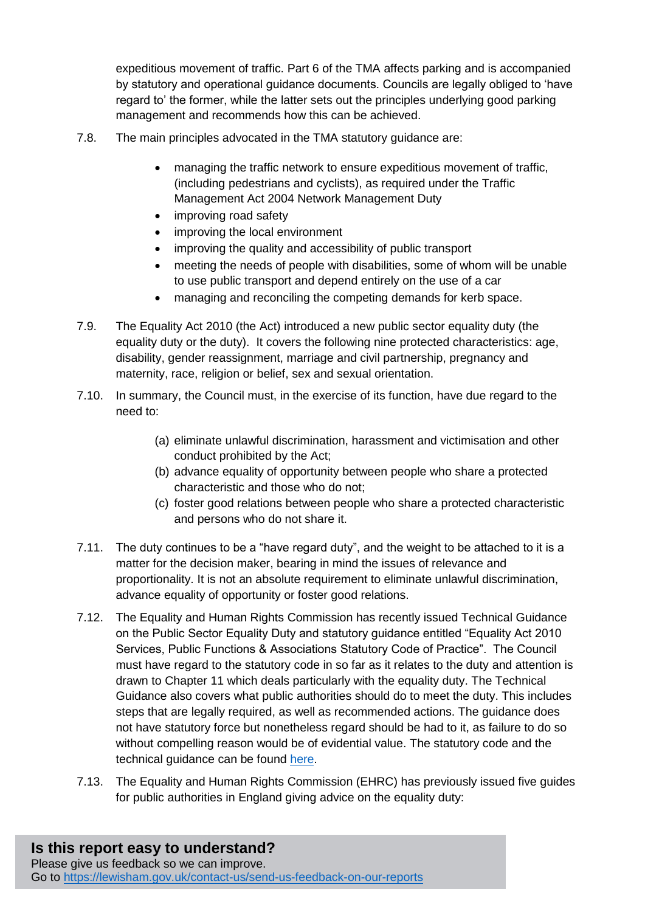expeditious movement of traffic. Part 6 of the TMA affects parking and is accompanied by statutory and operational guidance documents. Councils are legally obliged to 'have regard to' the former, while the latter sets out the principles underlying good parking management and recommends how this can be achieved.

7.8. The main principles advocated in the TMA statutory guidance are:

- managing the traffic network to ensure expeditious movement of traffic, (including pedestrians and cyclists), as required under the Traffic Management Act 2004 Network Management Duty
- improving road safety
- improving the local environment
- improving the quality and accessibility of public transport
- meeting the needs of people with disabilities, some of whom will be unable to use public transport and depend entirely on the use of a car
- managing and reconciling the competing demands for kerb space.

7.9. The Equality Act 2010 (the Act) introduced a new public sector equality duty (the equality duty or the duty). It covers the following nine protected characteristics: age, disability, gender reassignment, marriage and civil partnership, pregnancy and maternity, race, religion or belief, sex and sexual orientation.

7.10. In summary, the Council must, in the exercise of its function, have due regard to the need to:

(a) eliminate unlawful discrimination, harassment and victimisation and other conduct prohibited by the Act;
(b) advance equality of opportunity between people who share a protected characteristic and those who do not;
(c) foster good relations between people who share a protected characteristic and persons who do not share it.

7.11. The duty continues to be a "have regard duty", and the weight to be attached to it is a matter for the decision maker, bearing in mind the issues of relevance and proportionality. It is not an absolute requirement to eliminate unlawful discrimination, advance equality of opportunity or foster good relations.

7.12. The Equality and Human Rights Commission has recently issued Technical Guidance on the Public Sector Equality Duty and statutory guidance entitled "Equality Act 2010 Services, Public Functions & Associations Statutory Code of Practice". The Council must have regard to the statutory code in so far as it relates to the duty and attention is drawn to Chapter 11 which deals particularly with the equality duty. The Technical Guidance also covers what public authorities should do to meet the duty. This includes steps that are legally required, as well as recommended actions. The guidance does not have statutory force but nonetheless regard should be had to it, as failure to do so without compelling reason would be of evidential value. The statutory code and the technical guidance can be found here.

7.13. The Equality and Human Rights Commission (EHRC) has previously issued five guides for public authorities in England giving advice on the equality duty:

**Is this report easy to understand?**
Please give us feedback so we can improve.
Go to https://lewisham.gov.uk/contact-us/send-us-feedback-on-our-reports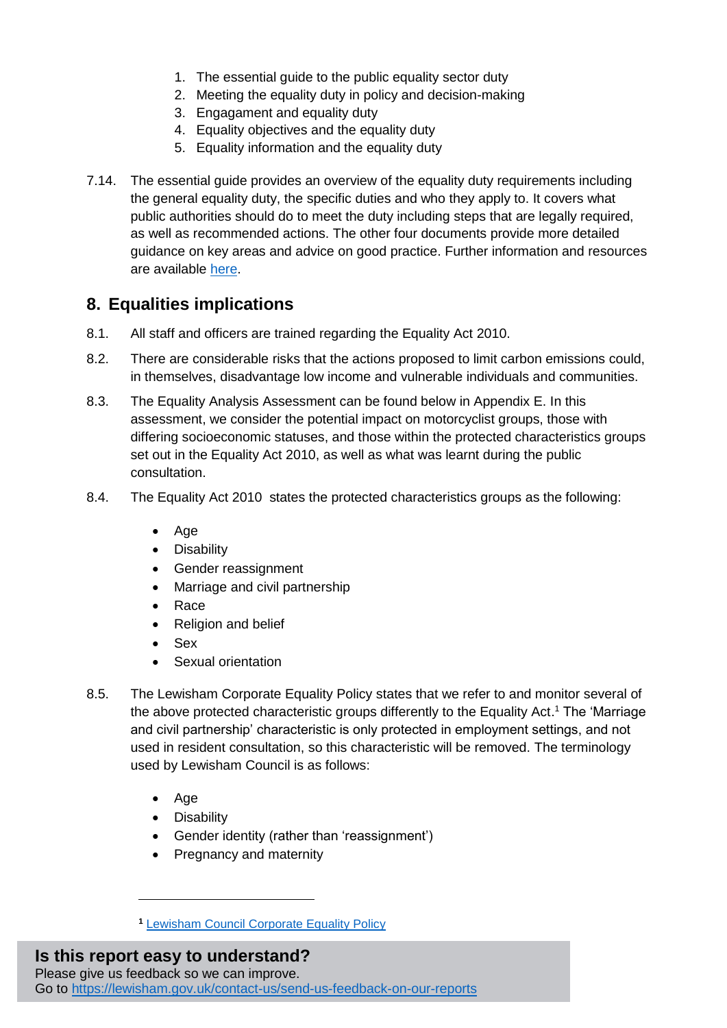1. The essential guide to the public equality sector duty
2. Meeting the equality duty in policy and decision-making
3. Engagament and equality duty
4. Equality objectives and the equality duty
5. Equality information and the equality duty

7.14. The essential guide provides an overview of the equality duty requirements including the general equality duty, the specific duties and who they apply to. It covers what public authorities should do to meet the duty including steps that are legally required, as well as recommended actions. The other four documents provide more detailed guidance on key areas and advice on good practice. Further information and resources are available here.

## 8. Equalities implications

8.1. All staff and officers are trained regarding the Equality Act 2010.

8.2. There are considerable risks that the actions proposed to limit carbon emissions could, in themselves, disadvantage low income and vulnerable individuals and communities.

8.3. The Equality Analysis Assessment can be found below in Appendix E. In this assessment, we consider the potential impact on motorcyclist groups, those with differing socioeconomic statuses, and those within the protected characteristics groups set out in the Equality Act 2010, as well as what was learnt during the public consultation.

8.4. The Equality Act 2010 states the protected characteristics groups as the following:

- Age
- Disability
- Gender reassignment
- Marriage and civil partnership
- Race
- Religion and belief
- Sex
- Sexual orientation

8.5. The Lewisham Corporate Equality Policy states that we refer to and monitor several of the above protected characteristic groups differently to the Equality Act.[1] The 'Marriage and civil partnership' characteristic is only protected in employment settings, and not used in resident consultation, so this characteristic will be removed. The terminology used by Lewisham Council is as follows:

- Age
- Disability
- Gender identity (rather than 'reassignment')
- Pregnancy and maternity

[1] Lewisham Council Corporate Equality Policy

**Is this report easy to understand?**
Please give us feedback so we can improve.
Go to https://lewisham.gov.uk/contact-us/send-us-feedback-on-our-reports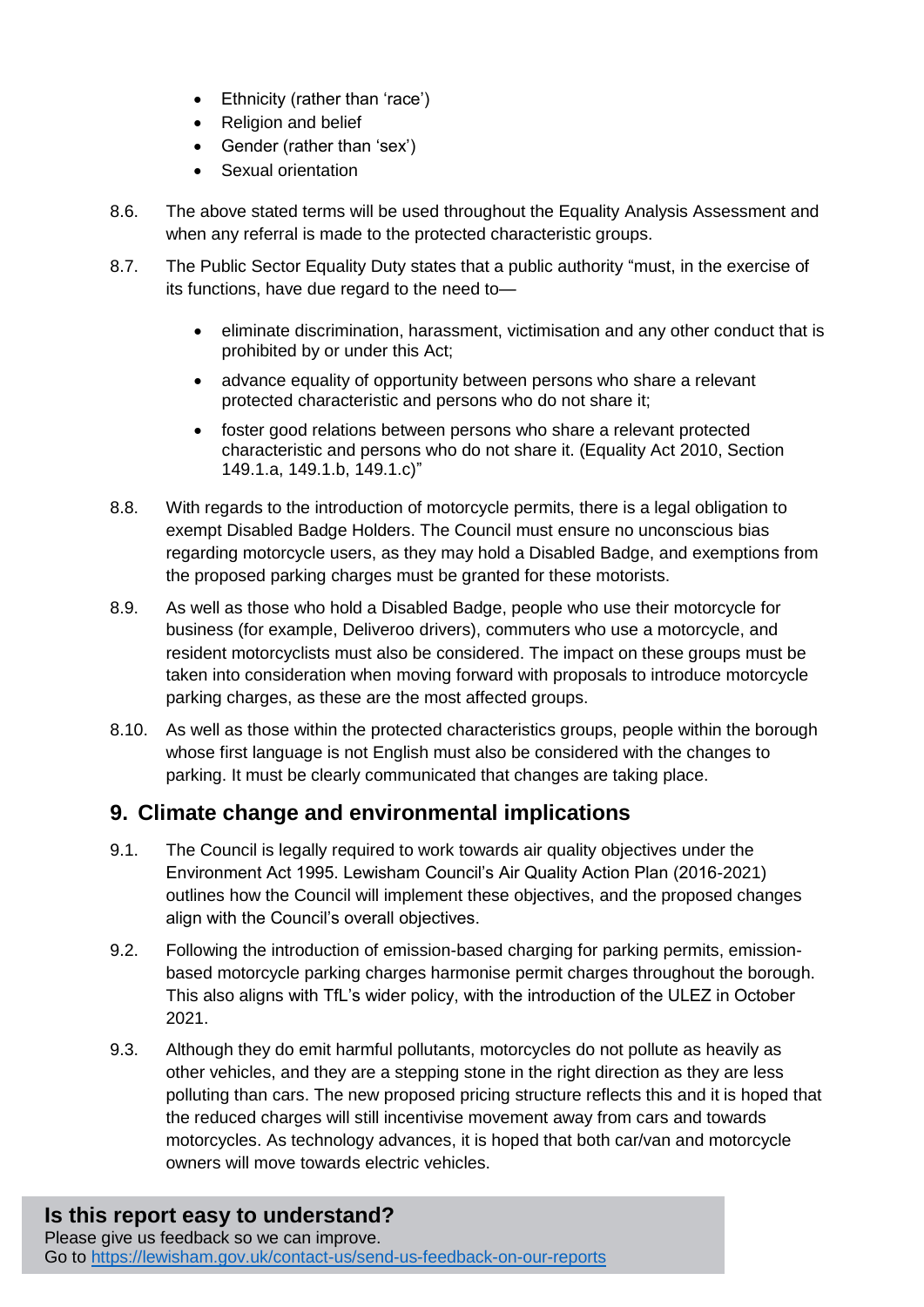- Ethnicity (rather than 'race')
- Religion and belief
- Gender (rather than 'sex')
- Sexual orientation

8.6. The above stated terms will be used throughout the Equality Analysis Assessment and when any referral is made to the protected characteristic groups.

8.7. The Public Sector Equality Duty states that a public authority "must, in the exercise of its functions, have due regard to the need to—

- eliminate discrimination, harassment, victimisation and any other conduct that is prohibited by or under this Act;
- advance equality of opportunity between persons who share a relevant protected characteristic and persons who do not share it;
- foster good relations between persons who share a relevant protected characteristic and persons who do not share it. (Equality Act 2010, Section 149.1.a, 149.1.b, 149.1.c)"

8.8. With regards to the introduction of motorcycle permits, there is a legal obligation to exempt Disabled Badge Holders. The Council must ensure no unconscious bias regarding motorcycle users, as they may hold a Disabled Badge, and exemptions from the proposed parking charges must be granted for these motorists.

8.9. As well as those who hold a Disabled Badge, people who use their motorcycle for business (for example, Deliveroo drivers), commuters who use a motorcycle, and resident motorcyclists must also be considered. The impact on these groups must be taken into consideration when moving forward with proposals to introduce motorcycle parking charges, as these are the most affected groups.

8.10. As well as those within the protected characteristics groups, people within the borough whose first language is not English must also be considered with the changes to parking. It must be clearly communicated that changes are taking place.

## 9. Climate change and environmental implications

9.1. The Council is legally required to work towards air quality objectives under the Environment Act 1995. Lewisham Council's Air Quality Action Plan (2016-2021) outlines how the Council will implement these objectives, and the proposed changes align with the Council's overall objectives.

9.2. Following the introduction of emission-based charging for parking permits, emission-based motorcycle parking charges harmonise permit charges throughout the borough. This also aligns with TfL's wider policy, with the introduction of the ULEZ in October 2021.

9.3. Although they do emit harmful pollutants, motorcycles do not pollute as heavily as other vehicles, and they are a stepping stone in the right direction as they are less polluting than cars. The new proposed pricing structure reflects this and it is hoped that the reduced charges will still incentivise movement away from cars and towards motorcycles. As technology advances, it is hoped that both car/van and motorcycle owners will move towards electric vehicles.

**Is this report easy to understand?**
Please give us feedback so we can improve.
Go to https://lewisham.gov.uk/contact-us/send-us-feedback-on-our-reports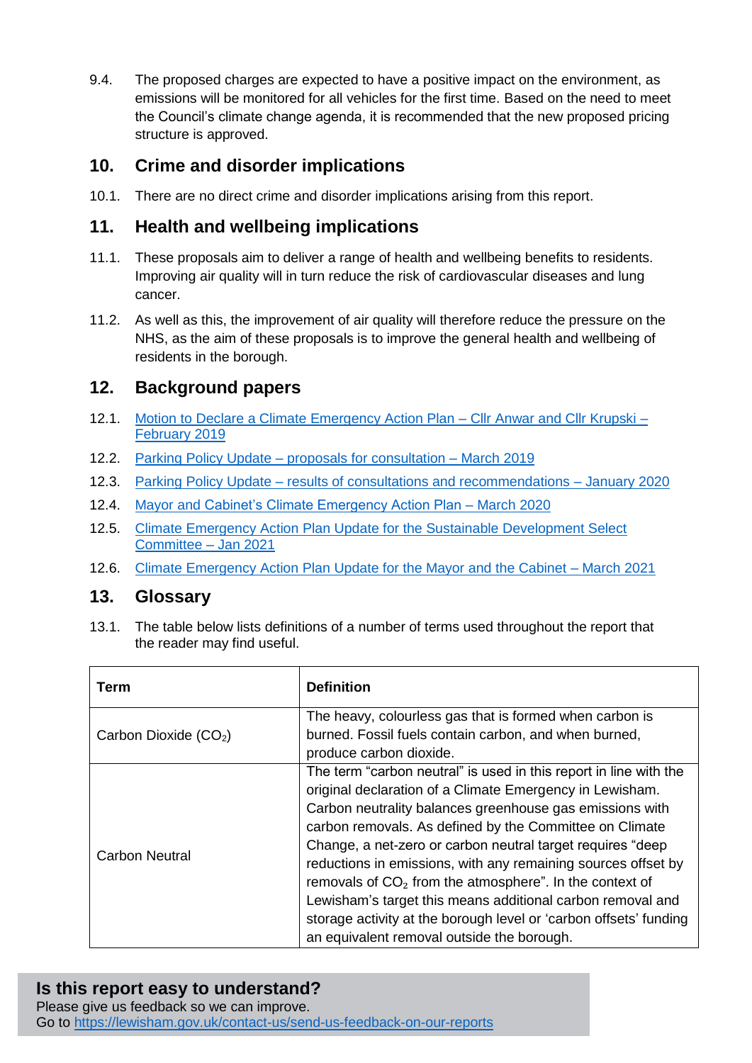9.4. The proposed charges are expected to have a positive impact on the environment, as emissions will be monitored for all vehicles for the first time. Based on the need to meet the Council's climate change agenda, it is recommended that the new proposed pricing structure is approved.

## 10. Crime and disorder implications

10.1. There are no direct crime and disorder implications arising from this report.

## 11. Health and wellbeing implications

11.1. These proposals aim to deliver a range of health and wellbeing benefits to residents. Improving air quality will in turn reduce the risk of cardiovascular diseases and lung cancer.

11.2. As well as this, the improvement of air quality will therefore reduce the pressure on the NHS, as the aim of these proposals is to improve the general health and wellbeing of residents in the borough.

## 12. Background papers

12.1. Motion to Declare a Climate Emergency Action Plan – Cllr Anwar and Cllr Krupski – February 2019

12.2. Parking Policy Update – proposals for consultation – March 2019

12.3. Parking Policy Update – results of consultations and recommendations – January 2020

12.4. Mayor and Cabinet's Climate Emergency Action Plan – March 2020

12.5. Climate Emergency Action Plan Update for the Sustainable Development Select Committee – Jan 2021

12.6. Climate Emergency Action Plan Update for the Mayor and the Cabinet – March 2021

## 13. Glossary

13.1. The table below lists definitions of a number of terms used throughout the report that the reader may find useful.

| Term | Definition |
|---|---|
| Carbon Dioxide ($CO_2$) | The heavy, colourless gas that is formed when carbon is burned. Fossil fuels contain carbon, and when burned, produce carbon dioxide. |
| Carbon Neutral | The term "carbon neutral" is used in this report in line with the original declaration of a Climate Emergency in Lewisham. Carbon neutrality balances greenhouse gas emissions with carbon removals. As defined by the Committee on Climate Change, a net-zero or carbon neutral target requires "deep reductions in emissions, with any remaining sources offset by removals of $CO_2$ from the atmosphere". In the context of Lewisham's target this means additional carbon removal and storage activity at the borough level or 'carbon offsets' funding an equivalent removal outside the borough. |

**Is this report easy to understand?**
Please give us feedback so we can improve.
Go to https://lewisham.gov.uk/contact-us/send-us-feedback-on-our-reports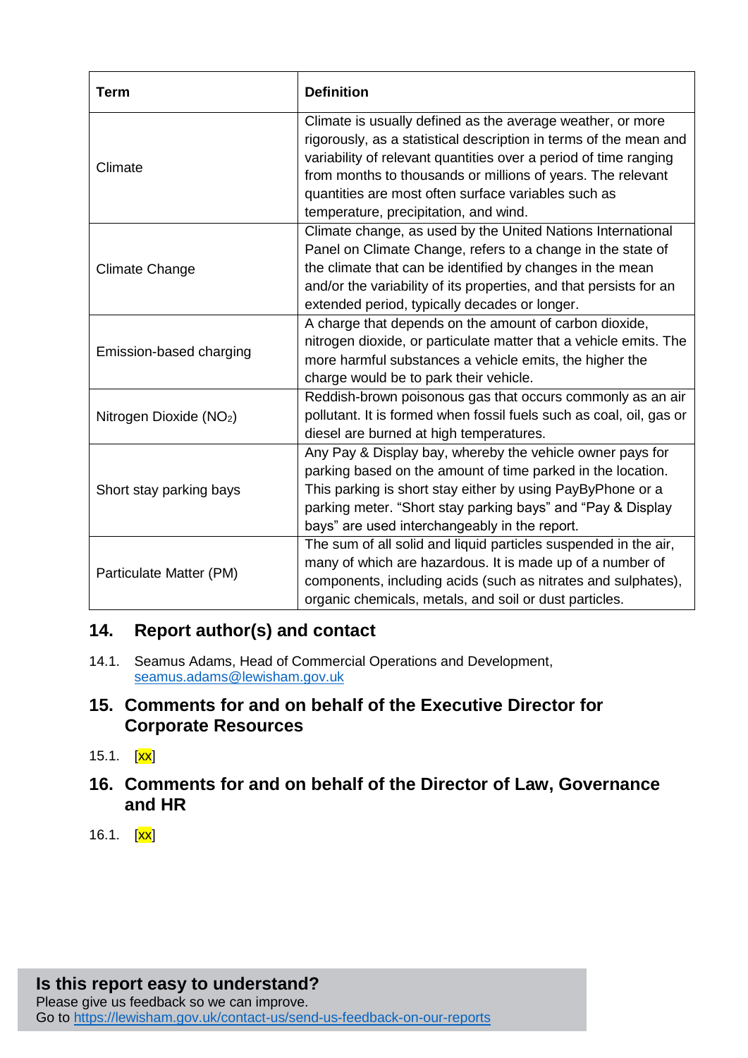| Term | Definition |
| --- | --- |
| Climate | Climate is usually defined as the average weather, or more rigorously, as a statistical description in terms of the mean and variability of relevant quantities over a period of time ranging from months to thousands or millions of years. The relevant quantities are most often surface variables such as temperature, precipitation, and wind. |
| Climate Change | Climate change, as used by the United Nations International Panel on Climate Change, refers to a change in the state of the climate that can be identified by changes in the mean and/or the variability of its properties, and that persists for an extended period, typically decades or longer. |
| Emission-based charging | A charge that depends on the amount of carbon dioxide, nitrogen dioxide, or particulate matter that a vehicle emits. The more harmful substances a vehicle emits, the higher the charge would be to park their vehicle. |
| Nitrogen Dioxide ($NO_2$) | Reddish-brown poisonous gas that occurs commonly as an air pollutant. It is formed when fossil fuels such as coal, oil, gas or diesel are burned at high temperatures. |
| Short stay parking bays | Any Pay & Display bay, whereby the vehicle owner pays for parking based on the amount of time parked in the location. This parking is short stay either by using PayByPhone or a parking meter. "Short stay parking bays" and "Pay & Display bays" are used interchangeably in the report. |
| Particulate Matter (PM) | The sum of all solid and liquid particles suspended in the air, many of which are hazardous. It is made up of a number of components, including acids (such as nitrates and sulphates), organic chemicals, metals, and soil or dust particles. |

## 14. Report author(s) and contact

14.1. Seamus Adams, Head of Commercial Operations and Development, seamus.adams@lewisham.gov.uk

## 15. Comments for and on behalf of the Executive Director for Corporate Resources

15.1. [xx]

## 16. Comments for and on behalf of the Director of Law, Governance and HR

16.1. [xx]

**Is this report easy to understand?**
Please give us feedback so we can improve.
Go to https://lewisham.gov.uk/contact-us/send-us-feedback-on-our-reports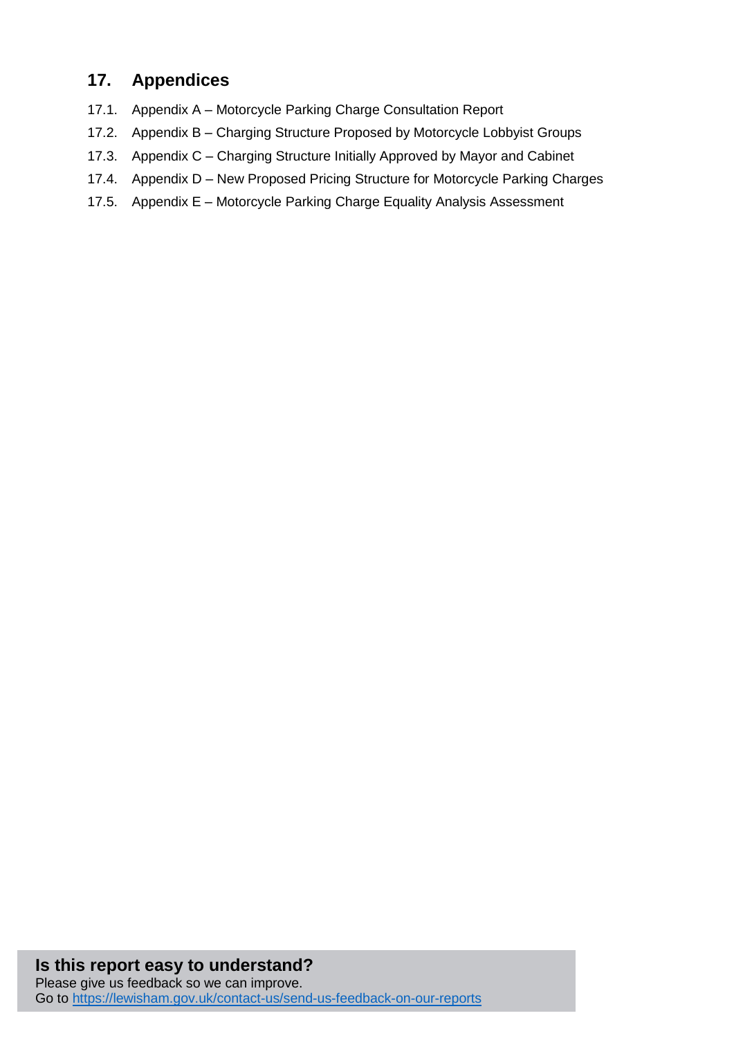## 17. Appendices

17.1. Appendix A – Motorcycle Parking Charge Consultation Report

17.2. Appendix B – Charging Structure Proposed by Motorcycle Lobbyist Groups

17.3. Appendix C – Charging Structure Initially Approved by Mayor and Cabinet

17.4. Appendix D – New Proposed Pricing Structure for Motorcycle Parking Charges

17.5. Appendix E – Motorcycle Parking Charge Equality Analysis Assessment

**Is this report easy to understand?**

Please give us feedback so we can improve.

Go to https://lewisham.gov.uk/contact-us/send-us-feedback-on-our-reports